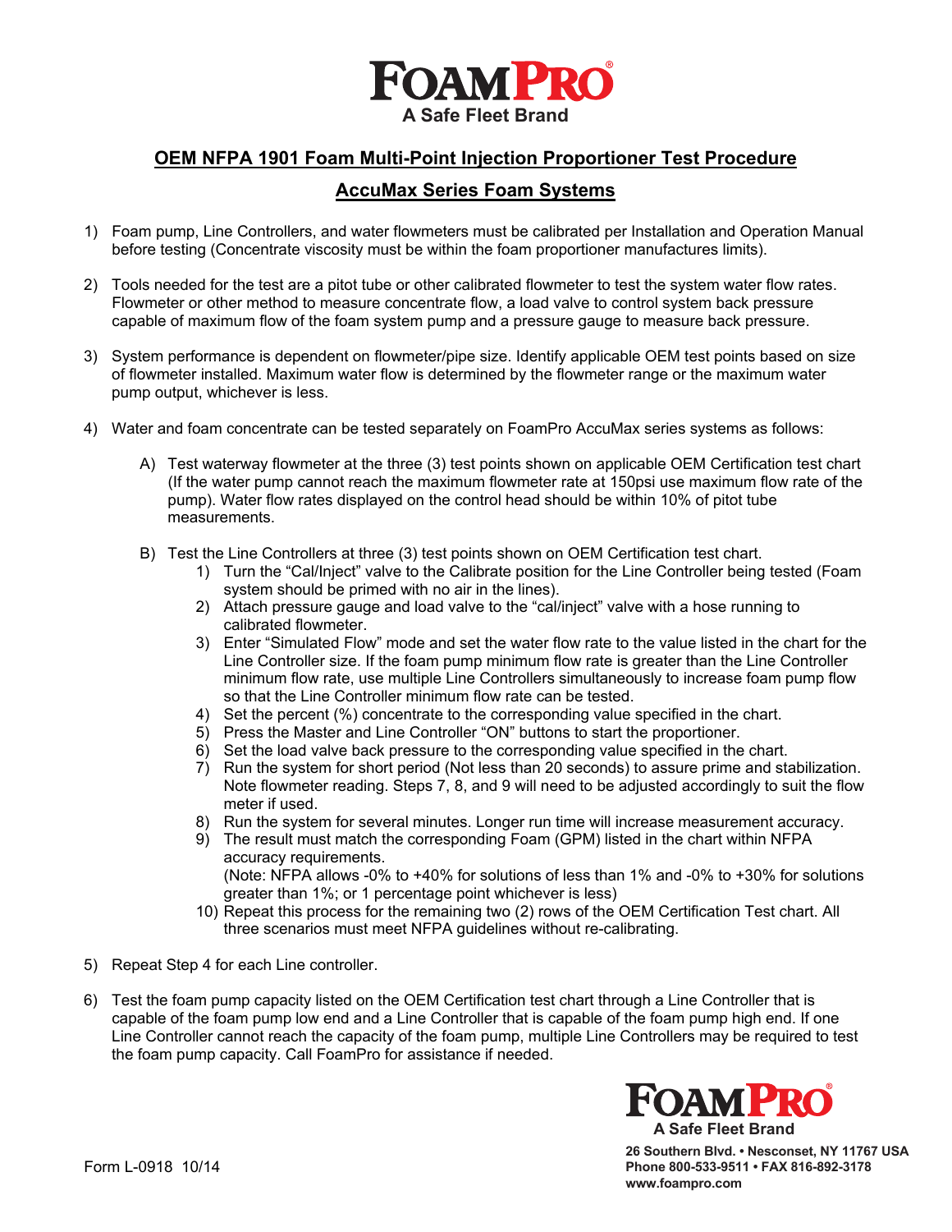**FoamPro**
A Safe Fleet Brand

## OEM NFPA 1901 Foam Multi-Point Injection Proportioner Test Procedure

## AccuMax Series Foam Systems

1) Foam pump, Line Controllers, and water flowmeters must be calibrated per Installation and Operation Manual before testing (Concentrate viscosity must be within the foam proportioner manufactures limits).

2) Tools needed for the test are a pitot tube or other calibrated flowmeter to test the system water flow rates. Flowmeter or other method to measure concentrate flow, a load valve to control system back pressure capable of maximum flow of the foam system pump and a pressure gauge to measure back pressure.

3) System performance is dependent on flowmeter/pipe size. Identify applicable OEM test points based on size of flowmeter installed. Maximum water flow is determined by the flowmeter range or the maximum water pump output, whichever is less.

4) Water and foam concentrate can be tested separately on FoamPro AccuMax series systems as follows:

   A) Test waterway flowmeter at the three (3) test points shown on applicable OEM Certification test chart (If the water pump cannot reach the maximum flowmeter rate at 150psi use maximum flow rate of the pump). Water flow rates displayed on the control head should be within 10% of pitot tube measurements.

   B) Test the Line Controllers at three (3) test points shown on OEM Certification test chart.
      1) Turn the "Cal/Inject" valve to the Calibrate position for the Line Controller being tested (Foam system should be primed with no air in the lines).
      2) Attach pressure gauge and load valve to the "cal/inject" valve with a hose running to calibrated flowmeter.
      3) Enter "Simulated Flow" mode and set the water flow rate to the value listed in the chart for the Line Controller size. If the foam pump minimum flow rate is greater than the Line Controller minimum flow rate, use multiple Line Controllers simultaneously to increase foam pump flow so that the Line Controller minimum flow rate can be tested.
      4) Set the percent (%) concentrate to the corresponding value specified in the chart.
      5) Press the Master and Line Controller "ON" buttons to start the proportioner.
      6) Set the load valve back pressure to the corresponding value specified in the chart.
      7) Run the system for short period (Not less than 20 seconds) to assure prime and stabilization. Note flowmeter reading. Steps 7, 8, and 9 will need to be adjusted accordingly to suit the flow meter if used.
      8) Run the system for several minutes. Longer run time will increase measurement accuracy.
      9) The result must match the corresponding Foam (GPM) listed in the chart within NFPA accuracy requirements.
         (Note: NFPA allows -0% to +40% for solutions of less than 1% and -0% to +30% for solutions greater than 1%; or 1 percentage point whichever is less)
      10) Repeat this process for the remaining two (2) rows of the OEM Certification Test chart. All three scenarios must meet NFPA guidelines without re-calibrating.

5) Repeat Step 4 for each Line controller.

6) Test the foam pump capacity listed on the OEM Certification test chart through a Line Controller that is capable of the foam pump low end and a Line Controller that is capable of the foam pump high end. If one Line Controller cannot reach the capacity of the foam pump, multiple Line Controllers may be required to test the foam pump capacity. Call FoamPro for assistance if needed.

Form L-0918 10/14

**FoamPro**
A Safe Fleet Brand
**26 Southern Blvd. • Nesconset, NY 11767 USA**
**Phone 800-533-9511 • FAX 816-892-3178**
**www.foampro.com**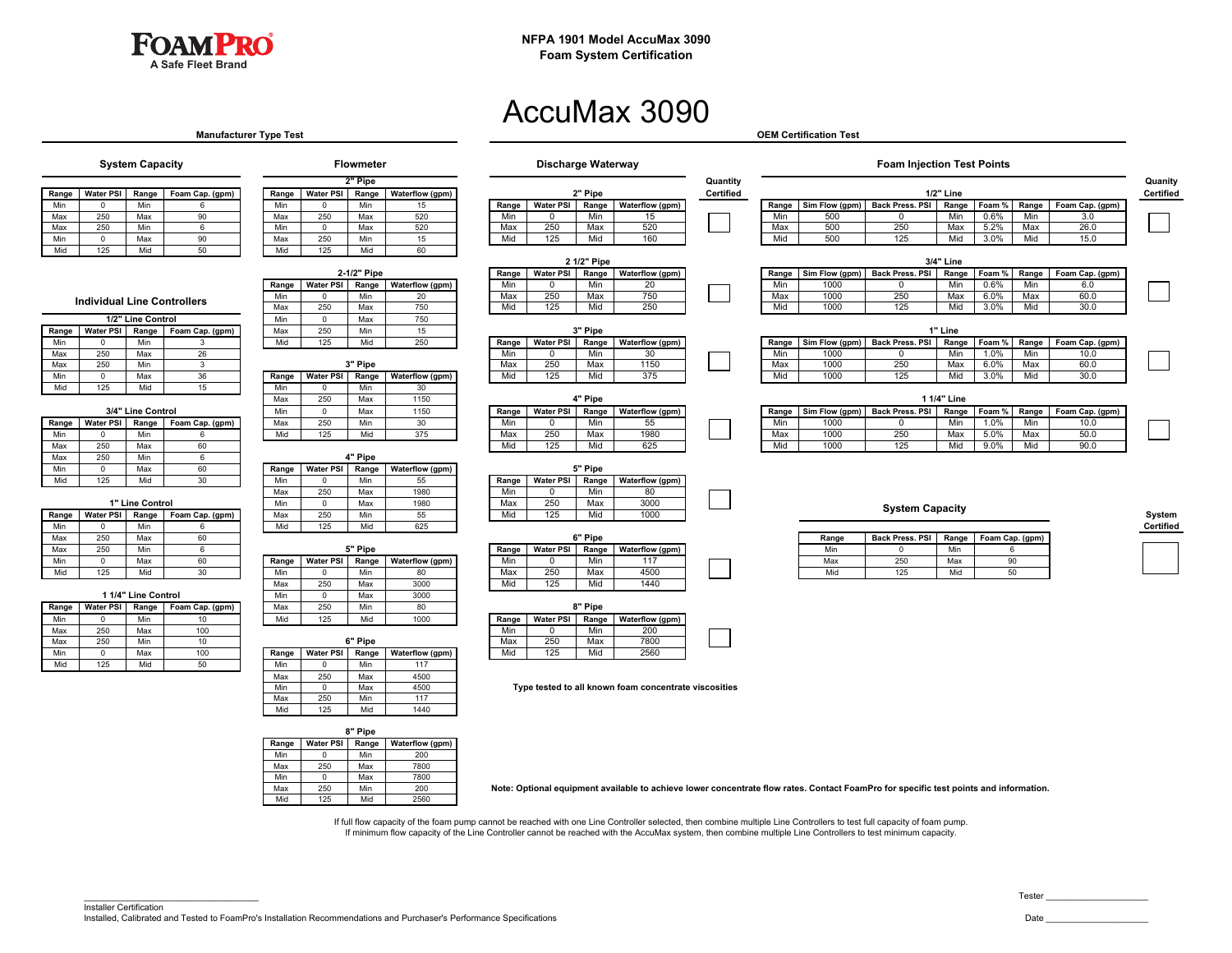FOAMPRO
A Safe Fleet Brand

**NFPA 1901 Model AccuMax 3090**
**Foam System Certification**

# AccuMax 3090

## Manufacturer Type Test

### System Capacity

| Range | Water PSI | Range | Foam Cap. (gpm) |
|---|---|---|---|
| Min | 0 | Min | 6 |
| Max | 250 | Max | 90 |
| Max | 250 | Min | 6 |
| Min | 0 | Max | 90 |
| Mid | 125 | Mid | 50 |

### Individual Line Controllers

**1/2" Line Control**

| Range | Water PSI | Range | Foam Cap. (gpm) |
|---|---|---|---|
| Min | 0 | Min | 3 |
| Max | 250 | Max | 26 |
| Max | 250 | Min | 3 |
| Min | 0 | Max | 36 |
| Mid | 125 | Mid | 15 |

**3/4" Line Control**

| Range | Water PSI | Range | Foam Cap. (gpm) |
|---|---|---|---|
| Min | 0 | Min | 6 |
| Max | 250 | Max | 60 |
| Max | 250 | Min | 6 |
| Min | 0 | Max | 60 |
| Mid | 125 | Mid | 30 |

**1" Line Control**

| Range | Water PSI | Range | Foam Cap. (gpm) |
|---|---|---|---|
| Min | 0 | Min | 6 |
| Max | 250 | Max | 60 |
| Max | 250 | Min | 6 |
| Min | 0 | Max | 60 |
| Mid | 125 | Mid | 30 |

**1 1/4" Line Control**

| Range | Water PSI | Range | Foam Cap. (gpm) |
|---|---|---|---|
| Min | 0 | Min | 10 |
| Max | 250 | Max | 100 |
| Max | 250 | Min | 10 |
| Min | 0 | Max | 100 |
| Mid | 125 | Mid | 50 |

### Flowmeter

**2" Pipe**

| Range | Water PSI | Range | Waterflow (gpm) |
|---|---|---|---|
| Min | 0 | Min | 15 |
| Max | 250 | Max | 520 |
| Min | 0 | Max | 520 |
| Max | 250 | Min | 15 |
| Mid | 125 | Mid | 60 |

**2-1/2" Pipe**

| Range | Water PSI | Range | Waterflow (gpm) |
|---|---|---|---|
| Min | 0 | Min | 20 |
| Max | 250 | Max | 750 |
| Min | 0 | Max | 750 |
| Max | 250 | Min | 15 |
| Mid | 125 | Mid | 250 |

**3" Pipe**

| Range | Water PSI | Range | Waterflow (gpm) |
|---|---|---|---|
| Min | 0 | Min | 30 |
| Max | 250 | Max | 1150 |
| Min | 0 | Max | 1150 |
| Max | 250 | Min | 30 |
| Mid | 125 | Mid | 375 |

**4" Pipe**

| Range | Water PSI | Range | Waterflow (gpm) |
|---|---|---|---|
| Min | 0 | Min | 55 |
| Max | 250 | Max | 1980 |
| Min | 0 | Max | 1980 |
| Max | 250 | Min | 55 |
| Mid | 125 | Mid | 625 |

**5" Pipe**

| Range | Water PSI | Range | Waterflow (gpm) |
|---|---|---|---|
| Min | 0 | Min | 80 |
| Max | 250 | Max | 3000 |
| Min | 0 | Max | 3000 |
| Max | 250 | Min | 80 |
| Mid | 125 | Mid | 1000 |

**6" Pipe**

| Range | Water PSI | Range | Waterflow (gpm) |
|---|---|---|---|
| Min | 0 | Min | 117 |
| Max | 250 | Max | 4500 |
| Min | 0 | Max | 4500 |
| Max | 250 | Min | 117 |
| Mid | 125 | Mid | 1440 |

**8" Pipe**

| Range | Water PSI | Range | Waterflow (gpm) |
|---|---|---|---|
| Min | 0 | Min | 200 |
| Max | 250 | Max | 7800 |
| Min | 0 | Max | 7800 |
| Max | 250 | Min | 200 |
| Mid | 125 | Mid | 2560 |

## OEM Certification Test

### Discharge Waterway

**2" Pipe** — Quantity Certified: ☐

| Range | Water PSI | Range | Waterflow (gpm) |
|---|---|---|---|
| Min | 0 | Min | 15 |
| Max | 250 | Max | 520 |
| Mid | 125 | Mid | 160 |

**2 1/2" Pipe** — ☐

| Range | Water PSI | Range | Waterflow (gpm) |
|---|---|---|---|
| Min | 0 | Min | 20 |
| Max | 250 | Max | 750 |
| Mid | 125 | Mid | 250 |

**3" Pipe** — ☐

| Range | Water PSI | Range | Waterflow (gpm) |
|---|---|---|---|
| Min | 0 | Min | 30 |
| Max | 250 | Max | 1150 |
| Mid | 125 | Mid | 375 |

**4" Pipe** — ☐

| Range | Water PSI | Range | Waterflow (gpm) |
|---|---|---|---|
| Min | 0 | Min | 55 |
| Max | 250 | Max | 1980 |
| Mid | 125 | Mid | 625 |

**5" Pipe** — ☐

| Range | Water PSI | Range | Waterflow (gpm) |
|---|---|---|---|
| Min | 0 | Min | 80 |
| Max | 250 | Max | 3000 |
| Mid | 125 | Mid | 1000 |

**6" Pipe** — ☐

| Range | Water PSI | Range | Waterflow (gpm) |
|---|---|---|---|
| Min | 0 | Min | 117 |
| Max | 250 | Max | 4500 |
| Mid | 125 | Mid | 1440 |

**8" Pipe** — ☐

| Range | Water PSI | Range | Waterflow (gpm) |
|---|---|---|---|
| Min | 0 | Min | 200 |
| Max | 250 | Max | 7800 |
| Mid | 125 | Mid | 2560 |

**Type tested to all known foam concentrate viscosities**

### Foam Injection Test Points

**1/2" Line** — Quanity Certified: ☐

| Range | Sim Flow (gpm) | Back Press. PSI | Range | Foam % | Range | Foam Cap. (gpm) |
|---|---|---|---|---|---|---|
| Min | 500 | 0 | Min | 0.6% | Min | 3.0 |
| Max | 500 | 250 | Max | 5.2% | Max | 26.0 |
| Mid | 500 | 125 | Mid | 3.0% | Mid | 15.0 |

**3/4" Line** — ☐

| Range | Sim Flow (gpm) | Back Press. PSI | Range | Foam % | Range | Foam Cap. (gpm) |
|---|---|---|---|---|---|---|
| Min | 1000 | 0 | Min | 0.6% | Min | 6.0 |
| Max | 1000 | 250 | Max | 6.0% | Max | 60.0 |
| Mid | 1000 | 125 | Mid | 3.0% | Mid | 30.0 |

**1" Line** — ☐

| Range | Sim Flow (gpm) | Back Press. PSI | Range | Foam % | Range | Foam Cap. (gpm) |
|---|---|---|---|---|---|---|
| Min | 1000 | 0 | Min | 1.0% | Min | 10.0 |
| Max | 1000 | 250 | Max | 6.0% | Max | 60.0 |
| Mid | 1000 | 125 | Mid | 3.0% | Mid | 30.0 |

**1 1/4" Line** — ☐

| Range | Sim Flow (gpm) | Back Press. PSI | Range | Foam % | Range | Foam Cap. (gpm) |
|---|---|---|---|---|---|---|
| Min | 1000 | 0 | Min | 1.0% | Min | 10.0 |
| Max | 1000 | 250 | Max | 5.0% | Max | 50.0 |
| Mid | 1000 | 125 | Mid | 9.0% | Mid | 90.0 |

### System Capacity

System Certified: ☐

| Range | Back Press. PSI | Range | Foam Cap. (gpm) |
|---|---|---|---|
| Min | 0 | Min | 6 |
| Max | 250 | Max | 90 |
| Mid | 125 | Mid | 50 |

**Note: Optional equipment available to achieve lower concentrate flow rates. Contact FoamPro for specific test points and information.**

If full flow capacity of the foam pump cannot be reached with one Line Controller selected, then combine multiple Line Controllers to test full capacity of foam pump.
If minimum flow capacity of the Line Controller cannot be reached with the AccuMax system, then combine multiple Line Controllers to test minimum capacity.

\_\_\_\_\_\_\_\_\_\_\_\_\_\_\_\_\_\_\_\_\_\_\_\_\_\_\_\_\_\_\_\_
Installer Certification
Installed, Calibrated and Tested to FoamPro's Installation Recommendations and Purchaser's Performance Specifications

Tester \_\_\_\_\_\_\_\_\_\_\_\_\_\_\_\_\_\_\_\_

Date \_\_\_\_\_\_\_\_\_\_\_\_\_\_\_\_\_\_\_\_